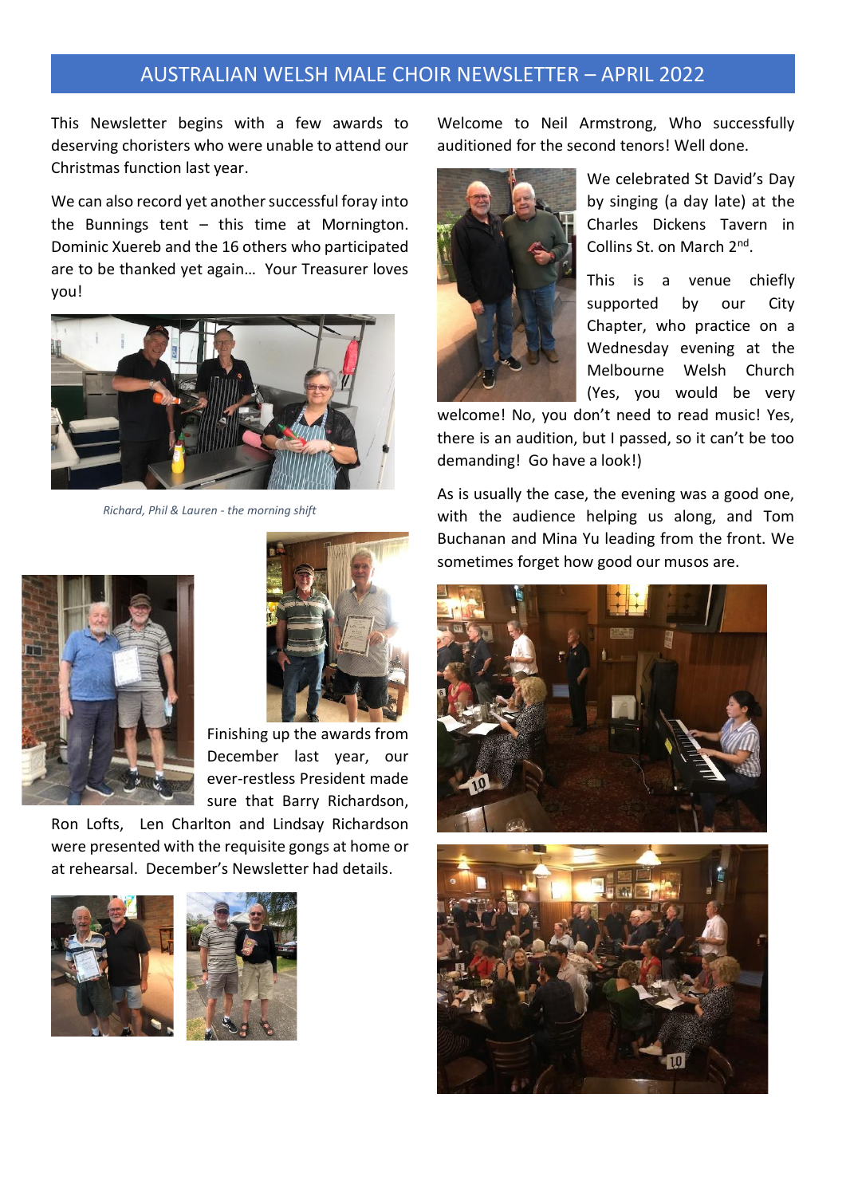# AUSTRALIAN WELSH MALE CHOIR NEWSLETTER – APRIL 2022

This Newsletter begins with a few awards to deserving choristers who were unable to attend our Christmas function last year.

We can also record yet another successful foray into the Bunnings tent – this time at Mornington. Dominic Xuereb and the 16 others who participated are to be thanked yet again… Your Treasurer loves you!

*Richard, Phil & Lauren - the morning shift*

Finishing up the awards from December last year, our ever-restless President made sure that Barry Richardson, Ron Lofts, Len Charlton and Lindsay Richardson were presented with the requisite gongs at home or at rehearsal. December's Newsletter had details.

Welcome to Neil Armstrong, Who successfully auditioned for the second tenors! Well done.

We celebrated St David's Day by singing (a day late) at the Charles Dickens Tavern in Collins St. on March 2nd.

This is a venue chiefly supported by our City Chapter, who practice on a Wednesday evening at the Welsh Melbourne Welsh Church (Yes, you would be very welcome! No, you don't need to read music! Yes, there is an audition, but I passed, so it can't be too demanding! Go have a look!)

As is usually the case, the evening was a good one, with the audience helping us along, and Tom Buchanan and Mina Yu leading from the front. We sometimes forget how good our musos are.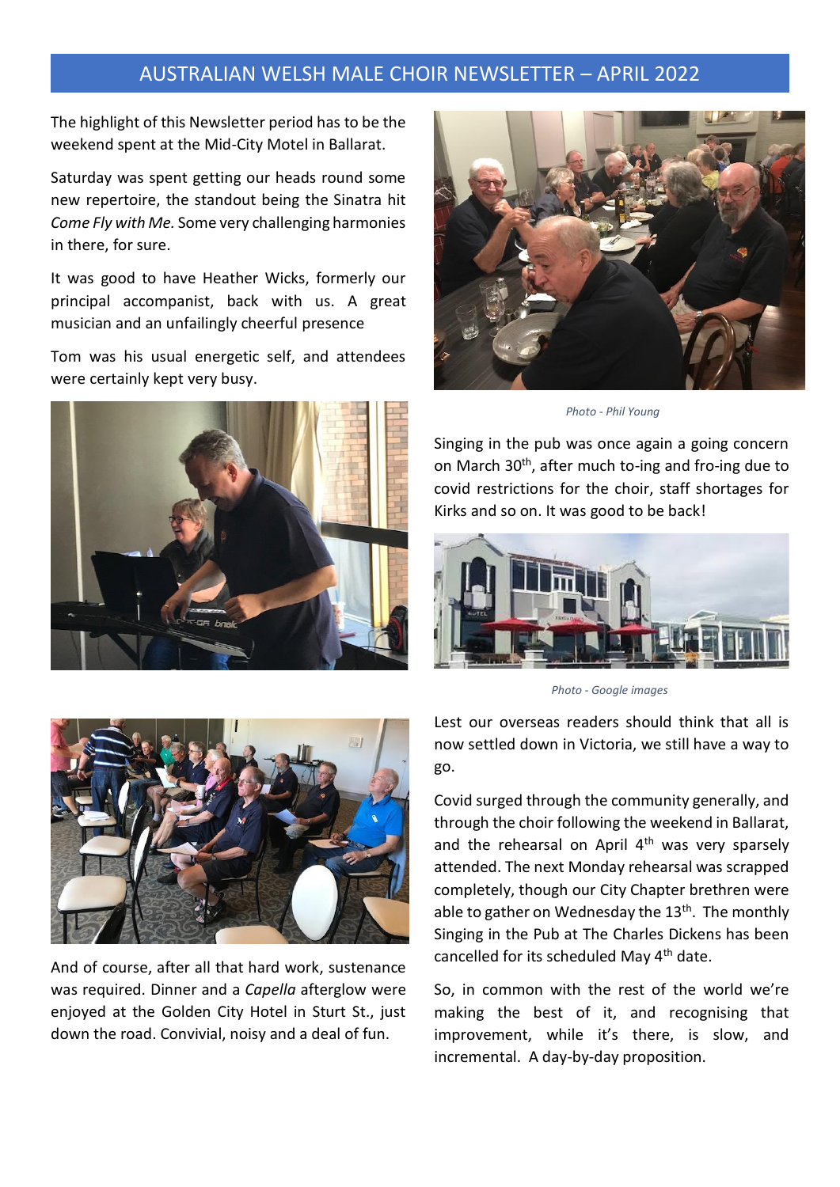# AUSTRALIAN WELSH MALE CHOIR NEWSLETTER – APRIL 2022

The highlight of this Newsletter period has to be the weekend spent at the Mid-City Motel in Ballarat.

Saturday was spent getting our heads round some new repertoire, the standout being the Sinatra hit *Come Fly with Me.* Some very challenging harmonies in there, for sure.

It was good to have Heather Wicks, formerly our principal accompanist, back with us. A great musician and an unfailingly cheerful presence

Tom was his usual energetic self, and attendees were certainly kept very busy.

And of course, after all that hard work, sustenance was required. Dinner and a *Capella* afterglow were enjoyed at the Golden City Hotel in Sturt St., just down the road. Convivial, noisy and a deal of fun.

*Photo - Phil Young*

Singing in the pub was once again a going concern on March 30th, after much to-ing and fro-ing due to covid restrictions for the choir, staff shortages for Kirks and so on. It was good to be back!

*Photo - Google images*

Lest our overseas readers should think that all is now settled down in Victoria, we still have a way to go.

Covid surged through the community generally, and through the choir following the weekend in Ballarat, and the rehearsal on April 4th was very sparsely attended. The next Monday rehearsal was scrapped completely, though our City Chapter brethren were able to gather on Wednesday the 13th. The monthly Singing in the Pub at The Charles Dickens has been cancelled for its scheduled May 4th date.

So, in common with the rest of the world we're making the best of it, and recognising that improvement, while it's there, is slow, and incremental. A day-by-day proposition.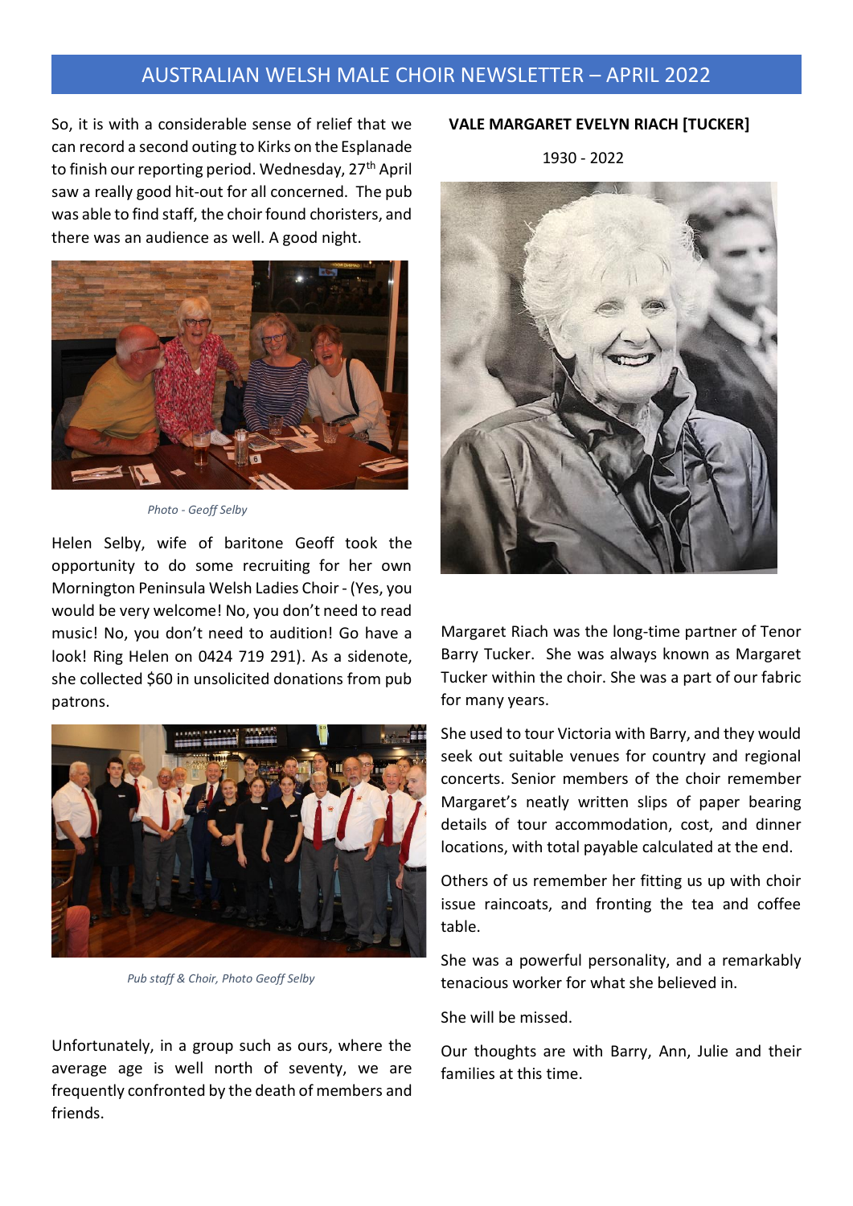So, it is with a considerable sense of relief that we can record a second outing to Kirks on the Esplanade to finish our reporting period. Wednesday, 27th April saw a really good hit-out for all concerned. The pub was able to find staff, the choir found choristers, and there was an audience as well. A good night.

*Photo - Geoff Selby*

Helen Selby, wife of baritone Geoff took the opportunity to do some recruiting for her own Mornington Peninsula Welsh Ladies Choir - (Yes, you would be very welcome! No, you don't need to read music! No, you don't need to audition! Go have a look! Ring Helen on 0424 719 291). As a sidenote, she collected $60 in unsolicited donations from pub patrons.

*Pub staff & Choir, Photo Geoff Selby*

Unfortunately, in a group such as ours, where the average age is well north of seventy, we are frequently confronted by the death of members and friends.

**VALE MARGARET EVELYN RIACH [TUCKER]**

1930 - 2022

Margaret Riach was the long-time partner of Tenor Barry Tucker. She was always known as Margaret Tucker within the choir. She was a part of our fabric for many years.

She used to tour Victoria with Barry, and they would seek out suitable venues for country and regional concerts. Senior members of the choir remember Margaret's neatly written slips of paper bearing details of tour accommodation, cost, and dinner locations, with total payable calculated at the end.

Others of us remember her fitting us up with choir issue raincoats, and fronting the tea and coffee table.

She was a powerful personality, and a remarkably tenacious worker for what she believed in.

She will be missed.

Our thoughts are with Barry, Ann, Julie and their families at this time.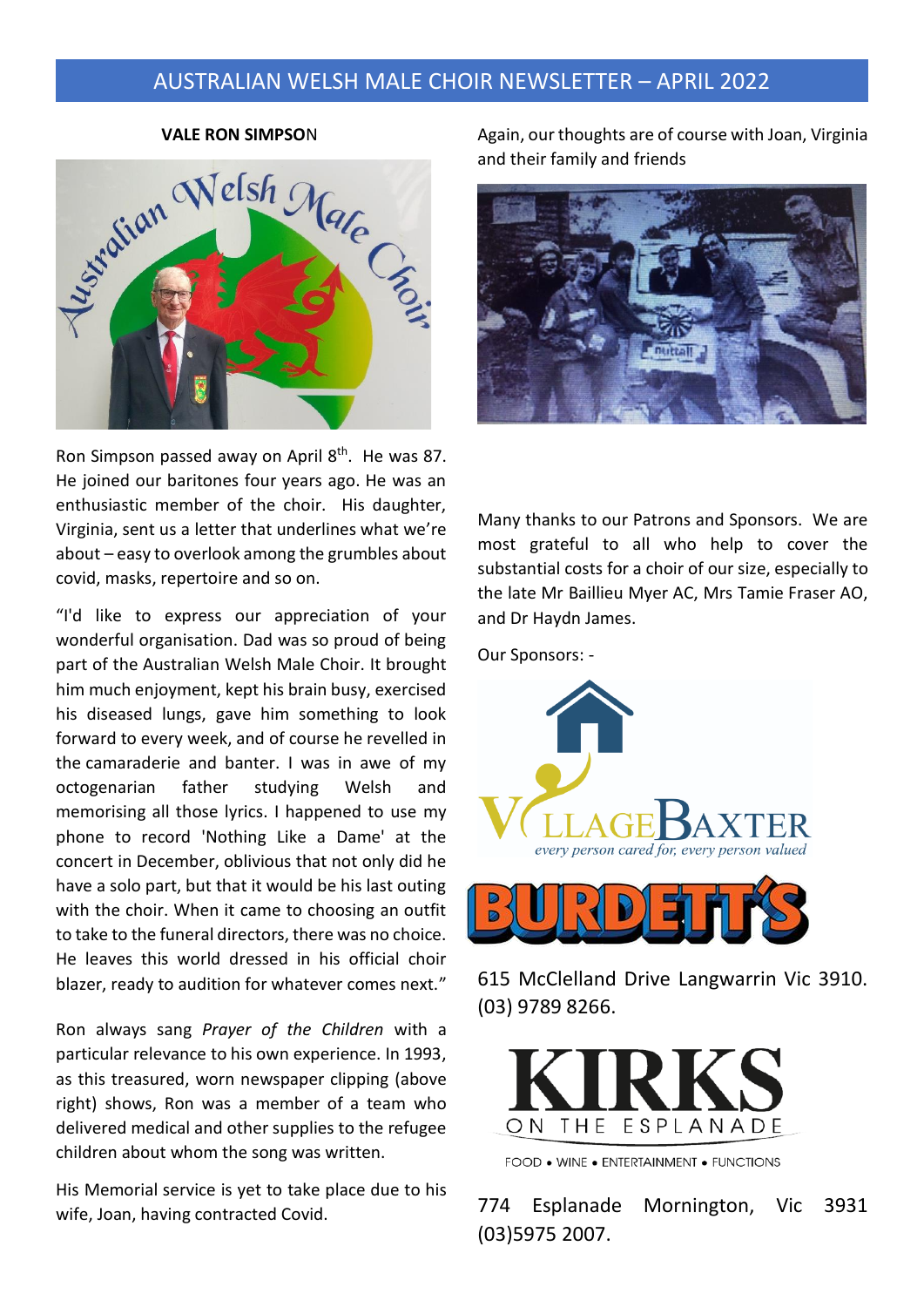## VALE RON SIMPSON

Ron Simpson passed away on April 8th. He was 87. He joined our baritones four years ago. He was an enthusiastic member of the choir. His daughter, Virginia, sent us a letter that underlines what we're about – easy to overlook among the grumbles about covid, masks, repertoire and so on.

"I'd like to express our appreciation of your wonderful organisation. Dad was so proud of being part of the Australian Welsh Male Choir. It brought him much enjoyment, kept his brain busy, exercised his diseased lungs, gave him something to look forward to every week, and of course he revelled in the camaraderie and banter. I was in awe of my octogenarian father studying Welsh and memorising all those lyrics. I happened to use my phone to record 'Nothing Like a Dame' at the concert in December, oblivious that not only did he have a solo part, but that it would be his last outing with the choir. When it came to choosing an outfit to take to the funeral directors, there was no choice. He leaves this world dressed in his official choir blazer, ready to audition for whatever comes next."

Ron always sang *Prayer of the Children* with a particular relevance to his own experience. In 1993, as this treasured, worn newspaper clipping (above right) shows, Ron was a member of a team who delivered medical and other supplies to the refugee children about whom the song was written.

His Memorial service is yet to take place due to his wife, Joan, having contracted Covid.

Again, our thoughts are of course with Joan, Virginia and their family and friends

Many thanks to our Patrons and Sponsors. We are most grateful to all who help to cover the substantial costs for a choir of our size, especially to the late Mr Baillieu Myer AC, Mrs Tamie Fraser AO, and Dr Haydn James.

Our Sponsors: -

VILLAGE BAXTER
every person cared for, every person valued

BURDETT'S

615 McClelland Drive Langwarrin Vic 3910. (03) 9789 8266.

KIRKS ON THE ESPLANADE
FOOD • WINE • ENTERTAINMENT • FUNCTIONS

774 Esplanade Mornington, Vic 3931 (03)5975 2007.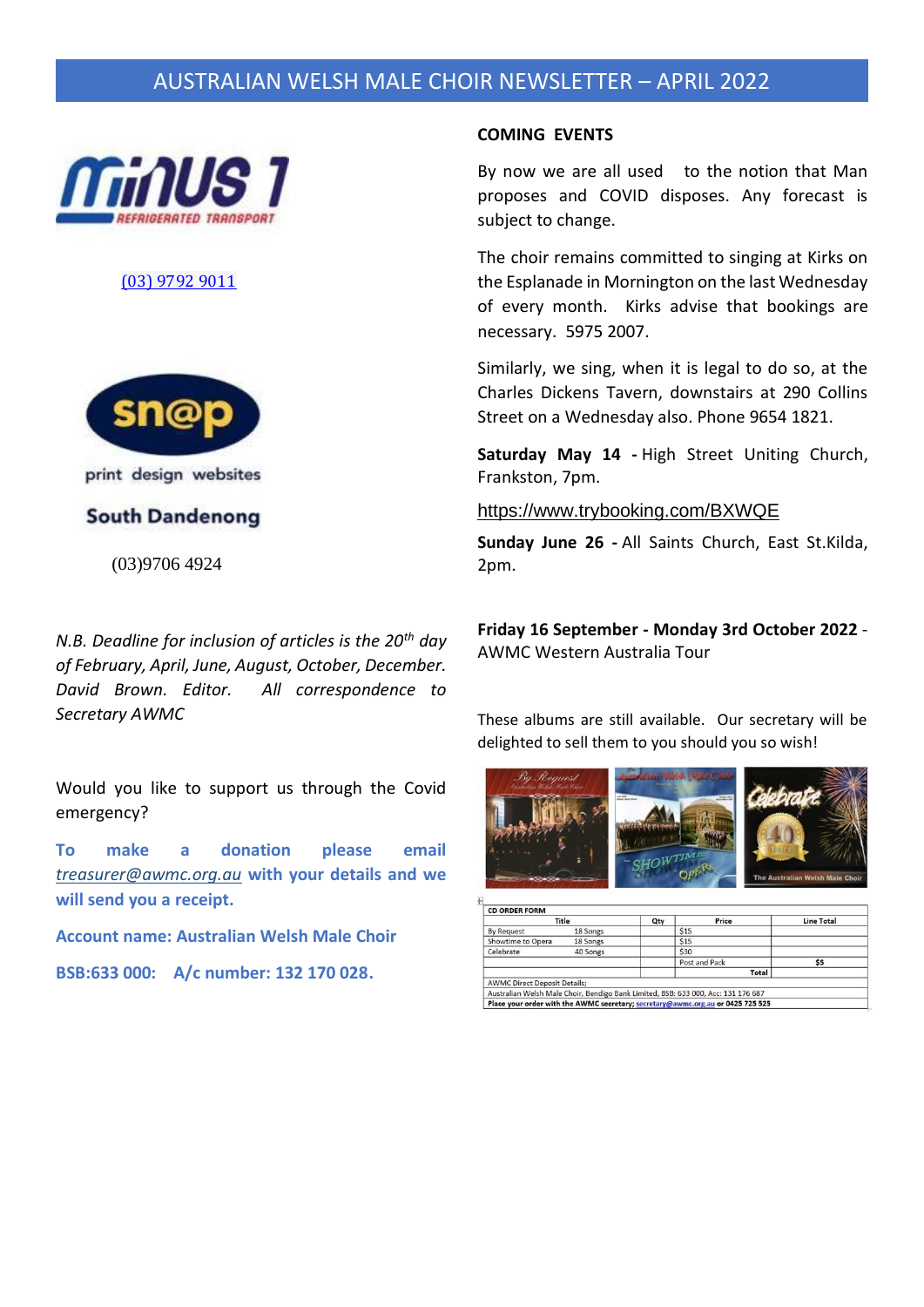# AUSTRALIAN WELSH MALE CHOIR NEWSLETTER – APRIL 2022

MINUS 1 REFRIGERATED TRANSPORT

(03) 9792 9011

sn@p

print design websites

South Dandenong

(03)9706 4924

*N.B. Deadline for inclusion of articles is the 20th day of February, April, June, August, October, December. David Brown. Editor. All correspondence to Secretary AWMC*

Would you like to support us through the Covid emergency?

**To make a donation please email *treasurer@awmc.org.au* with your details and we will send you a receipt.**

**Account name: Australian Welsh Male Choir**

**BSB:633 000: A/c number: 132 170 028.**

## COMING EVENTS

By now we are all used to the notion that Man proposes and COVID disposes. Any forecast is subject to change.

The choir remains committed to singing at Kirks on the Esplanade in Mornington on the last Wednesday of every month. Kirks advise that bookings are necessary. 5975 2007.

Similarly, we sing, when it is legal to do so, at the Charles Dickens Tavern, downstairs at 290 Collins Street on a Wednesday also. Phone 9654 1821.

**Saturday May 14 -** High Street Uniting Church, Frankston, 7pm.

https://www.trybooking.com/BXWQE

**Sunday June 26 -** All Saints Church, East St.Kilda, 2pm.

**Friday 16 September - Monday 3rd October 2022** - AWMC Western Australia Tour

These albums are still available. Our secretary will be delighted to sell them to you should you so wish!

**CD ORDER FORM**

| Title | | Qty | Price | Line Total |
|---|---|---|---|---|
| By Request | 18 Songs | | $15 | |
| Showtime to Opera | 18 Songs | | $15 | |
| Celebrate | 40 Songs | | $30 | |
| | | | Post and Pack | $5 |
| | | | Total | |

AWMC Direct Deposit Details;

Australian Welsh Male Choir, Bendigo Bank Limited, BSB: 633 000, Acc: 131 176 687

**Place your order with the AWMC secretary; secretary@awmc.org.au or 0425 725 525**